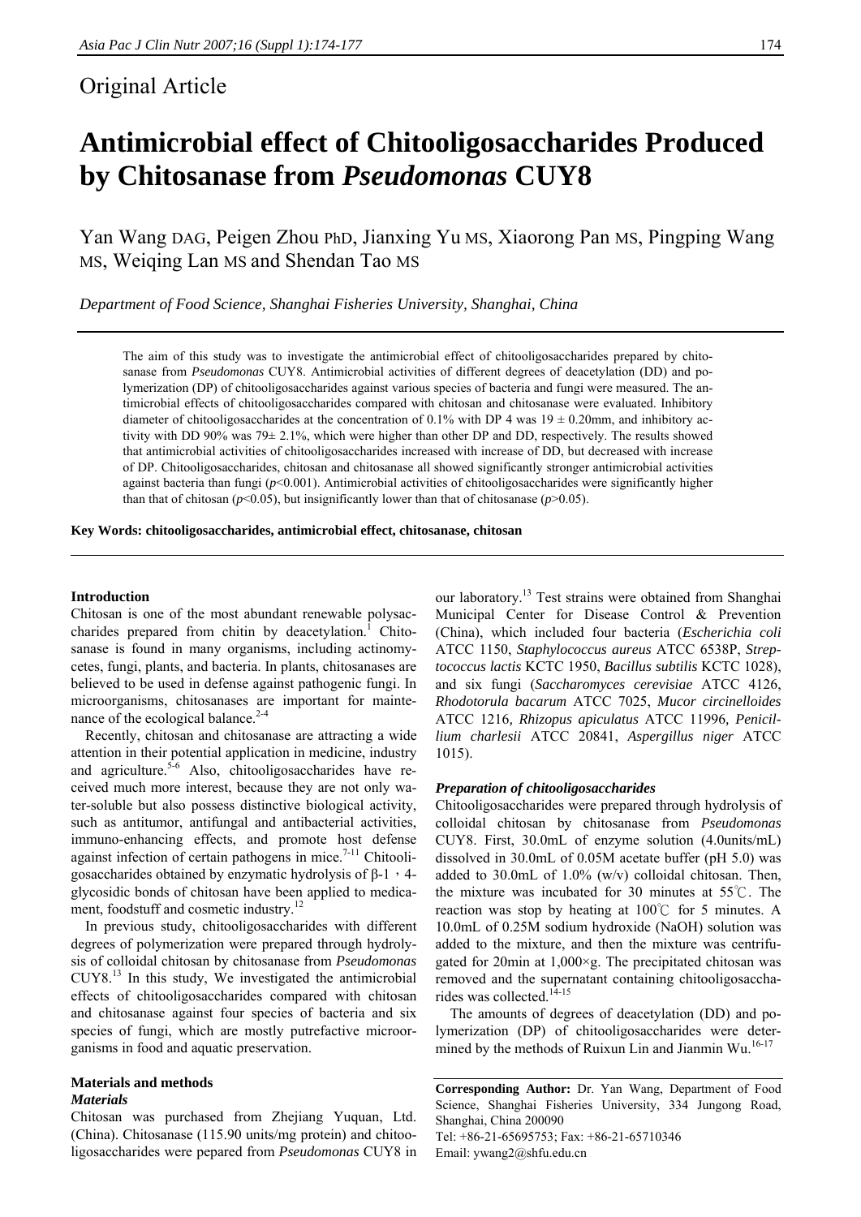Original Article

# Antimicrobial effect of Chitooligosaccharides Produced by Chitosanase from *Pseudomonas* CUY8

Yan Wang DAG, Peigen Zhou PhD, Jianxing Yu MS, Xiaorong Pan MS, Pingping Wang MS, Weiqing Lan MS and Shendan Tao MS

*Department of Food Science, Shanghai Fisheries University, Shanghai, China*

The aim of this study was to investigate the antimicrobial effect of chitooligosaccharides prepared by chitosanase from *Pseudomonas* CUY8. Antimicrobial activities of different degrees of deacetylation (DD) and polymerization (DP) of chitooligosaccharides against various species of bacteria and fungi were measured. The antimicrobial effects of chitooligosaccharides compared with chitosan and chitosanase were evaluated. Inhibitory diameter of chitooligosaccharides at the concentration of 0.1% with DP 4 was 19 ± 0.20mm, and inhibitory activity with DD 90% was 79± 2.1%, which were higher than other DP and DD, respectively. The results showed that antimicrobial activities of chitooligosaccharides increased with increase of DD, but decreased with increase of DP. Chitooligosaccharides, chitosan and chitosanase all showed significantly stronger antimicrobial activities against bacteria than fungi ($p$<0.001). Antimicrobial activities of chitooligosaccharides were significantly higher than that of chitosan ($p$<0.05), but insignificantly lower than that of chitosanase ($p$>0.05).

**Key Words: chitooligosaccharides, antimicrobial effect, chitosanase, chitosan**

## Introduction

Chitosan is one of the most abundant renewable polysaccharides prepared from chitin by deacetylation.[1] Chitosanase is found in many organisms, including actinomycetes, fungi, plants, and bacteria. In plants, chitosanases are believed to be used in defense against pathogenic fungi. In microorganisms, chitosanases are important for maintenance of the ecological balance.[2-4]

Recently, chitosan and chitosanase are attracting a wide attention in their potential application in medicine, industry and agriculture.[5-6] Also, chitooligosaccharides have received much more interest, because they are not only water-soluble but also possess distinctive biological activity, such as antitumor, antifungal and antibacterial activities, immuno-enhancing effects, and promote host defense against infection of certain pathogens in mice.[7-11] Chitooligosaccharides obtained by enzymatic hydrolysis of β-1，4-glycosidic bonds of chitosan have been applied to medicament, foodstuff and cosmetic industry.[12]

In previous study, chitooligosaccharides with different degrees of polymerization were prepared through hydrolysis of colloidal chitosan by chitosanase from *Pseudomonas* CUY8.[13] In this study, We investigated the antimicrobial effects of chitooligosaccharides compared with chitosan and chitosanase against four species of bacteria and six species of fungi, which are mostly putrefactive microorganisms in food and aquatic preservation.

## Materials and methods

### *Materials*

Chitosan was purchased from Zhejiang Yuquan, Ltd. (China). Chitosanase (115.90 units/mg protein) and chitooligosaccharides were pepared from *Pseudomonas* CUY8 in our laboratory.[13] Test strains were obtained from Shanghai Municipal Center for Disease Control & Prevention (China), which included four bacteria (*Escherichia coli* ATCC 1150, *Staphylococcus aureus* ATCC 6538P, *Streptococcus lactis* KCTC 1950, *Bacillus subtilis* KCTC 1028), and six fungi (*Saccharomyces cerevisiae* ATCC 4126, *Rhodotorula bacarum* ATCC 7025, *Mucor circinelloides* ATCC 1216, *Rhizopus apiculatus* ATCC 11996, *Penicillium charlesii* ATCC 20841, *Aspergillus niger* ATCC 1015).

### *Preparation of chitooligosaccharides*

Chitooligosaccharides were prepared through hydrolysis of colloidal chitosan by chitosanase from *Pseudomonas* CUY8. First, 30.0mL of enzyme solution (4.0units/mL) dissolved in 30.0mL of 0.05M acetate buffer (pH 5.0) was added to 30.0mL of 1.0% (w/v) colloidal chitosan. Then, the mixture was incubated for 30 minutes at 55℃. The reaction was stop by heating at 100℃ for 5 minutes. A 10.0mL of 0.25M sodium hydroxide (NaOH) solution was added to the mixture, and then the mixture was centrifugated for 20min at 1,000×g. The precipitated chitosan was removed and the supernatant containing chitooligosaccharides was collected.[14-15]

The amounts of degrees of deacetylation (DD) and polymerization (DP) of chitooligosaccharides were determined by the methods of Ruixun Lin and Jianmin Wu.[16-17]

**Corresponding Author:** Dr. Yan Wang, Department of Food Science, Shanghai Fisheries University, 334 Jungong Road, Shanghai, China 200090
Tel: +86-21-65695753; Fax: +86-21-65710346
Email: ywang2@shfu.edu.cn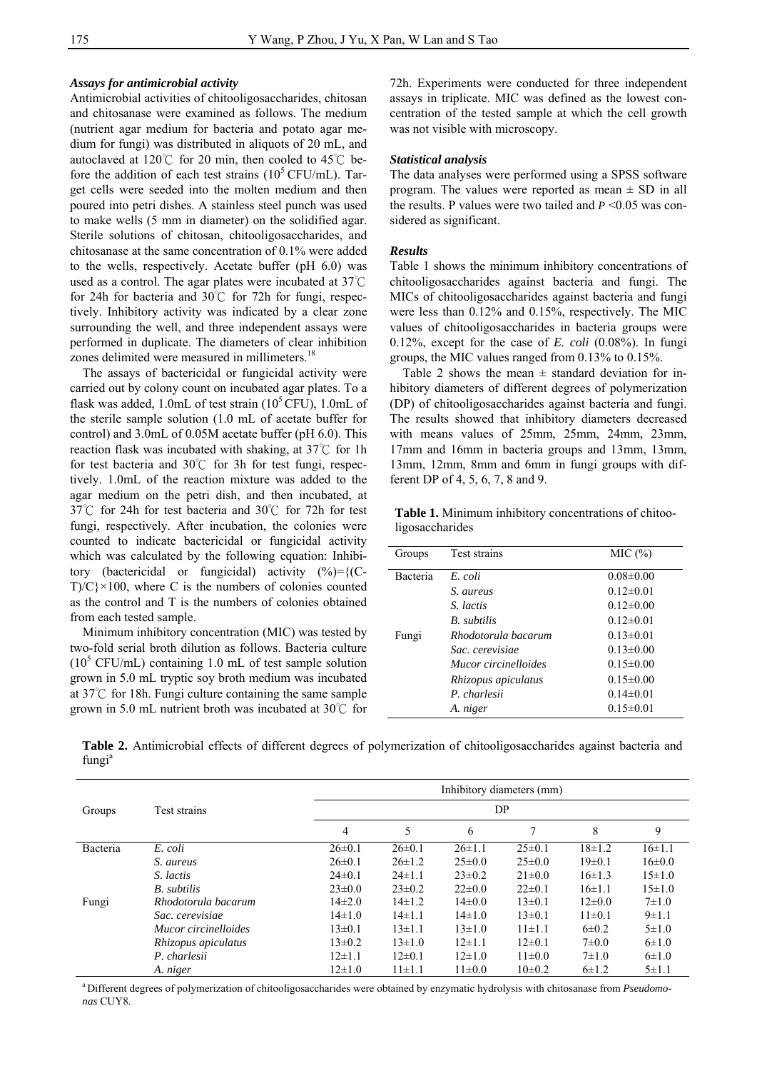### *Assays for antimicrobial activity*

Antimicrobial activities of chitooligosaccharides, chitosan and chitosanase were examined as follows. The medium (nutrient agar medium for bacteria and potato agar medium for fungi) was distributed in aliquots of 20 mL, and autoclaved at 120℃ for 20 min, then cooled to 45℃ before the addition of each test strains ($10^5$ CFU/mL). Target cells were seeded into the molten medium and then poured into petri dishes. A stainless steel punch was used to make wells (5 mm in diameter) on the solidified agar. Sterile solutions of chitosan, chitooligosaccharides, and chitosanase at the same concentration of 0.1% were added to the wells, respectively. Acetate buffer (pH 6.0) was used as a control. The agar plates were incubated at 37℃ for 24h for bacteria and 30℃ for 72h for fungi, respectively. Inhibitory activity was indicated by a clear zone surrounding the well, and three independent assays were performed in duplicate. The diameters of clear inhibition zones delimited were measured in millimeters.[18]

The assays of bactericidal or fungicidal activity were carried out by colony count on incubated agar plates. To a flask was added, 1.0mL of test strain ($10^5$ CFU), 1.0mL of the sterile sample solution (1.0 mL of acetate buffer for control) and 3.0mL of 0.05M acetate buffer (pH 6.0). This reaction flask was incubated with shaking, at 37℃ for 1h for test bacteria and 30℃ for 3h for test fungi, respectively. 1.0mL of the reaction mixture was added to the agar medium on the petri dish, and then incubated, at 37℃ for 24h for test bacteria and 30℃ for 72h for test fungi, respectively. After incubation, the colonies were counted to indicate bactericidal or fungicidal activity which was calculated by the following equation: Inhibitory (bactericidal or fungicidal) activity (%)=$\{(C-T)/C\}\times100$, where C is the numbers of colonies counted as the control and T is the numbers of colonies obtained from each tested sample.

Minimum inhibitory concentration (MIC) was tested by two-fold serial broth dilution as follows. Bacteria culture ($10^5$ CFU/mL) containing 1.0 mL of test sample solution grown in 5.0 mL tryptic soy broth medium was incubated at 37℃ for 18h. Fungi culture containing the same sample grown in 5.0 mL nutrient broth was incubated at 30℃ for 72h. Experiments were conducted for three independent assays in triplicate. MIC was defined as the lowest concentration of the tested sample at which the cell growth was not visible with microscopy.

### *Statistical analysis*

The data analyses were performed using a SPSS software program. The values were reported as mean ± SD in all the results. P values were two tailed and $P < 0.05$ was considered as significant.

### *Results*

Table 1 shows the minimum inhibitory concentrations of chitooligosaccharides against bacteria and fungi. The MICs of chitooligosaccharides against bacteria and fungi were less than 0.12% and 0.15%, respectively. The MIC values of chitooligosaccharides in bacteria groups were 0.12%, except for the case of *E. coli* (0.08%). In fungi groups, the MIC values ranged from 0.13% to 0.15%.

Table 2 shows the mean ± standard deviation for inhibitory diameters of different degrees of polymerization (DP) of chitooligosaccharides against bacteria and fungi. The results showed that inhibitory diameters decreased with means values of 25mm, 25mm, 24mm, 23mm, 17mm and 16mm in bacteria groups and 13mm, 13mm, 13mm, 12mm, 8mm and 6mm in fungi groups with different DP of 4, 5, 6, 7, 8 and 9.

**Table 1.** Minimum inhibitory concentrations of chitooligosaccharides

| Groups | Test strains | MIC (%) |
|---|---|---|
| Bacteria | *E. coli* | 0.08±0.00 |
| | *S. aureus* | 0.12±0.01 |
| | *S. lactis* | 0.12±0.00 |
| | *B. subtilis* | 0.12±0.01 |
| Fungi | *Rhodotorula bacarum* | 0.13±0.01 |
| | *Sac. cerevisiae* | 0.13±0.00 |
| | *Mucor circinelloides* | 0.15±0.00 |
| | *Rhizopus apiculatus* | 0.15±0.00 |
| | *P. charlesii* | 0.14±0.01 |
| | *A. niger* | 0.15±0.01 |

**Table 2.** Antimicrobial effects of different degrees of polymerization of chitooligosaccharides against bacteria and fungi[a]

| Groups | Test strains | Inhibitory diameters (mm) | | | | | |
|---|---|---|---|---|---|---|---|
| | | DP | | | | | |
| | | 4 | 5 | 6 | 7 | 8 | 9 |
| Bacteria | *E. coli* | 26±0.1 | 26±0.1 | 26±1.1 | 25±0.1 | 18±1.2 | 16±1.1 |
| | *S. aureus* | 26±0.1 | 26±1.2 | 25±0.0 | 25±0.0 | 19±0.1 | 16±0.0 |
| | *S. lactis* | 24±0.1 | 24±1.1 | 23±0.2 | 21±0.0 | 16±1.3 | 15±1.0 |
| | *B. subtilis* | 23±0.0 | 23±0.2 | 22±0.0 | 22±0.1 | 16±1.1 | 15±1.0 |
| Fungi | *Rhodotorula bacarum* | 14±2.0 | 14±1.2 | 14±0.0 | 13±0.1 | 12±0.0 | 7±1.0 |
| | *Sac. cerevisiae* | 14±1.0 | 14±1.1 | 14±1.0 | 13±0.1 | 11±0.1 | 9±1.1 |
| | *Mucor circinelloides* | 13±0.1 | 13±1.1 | 13±1.0 | 11±1.1 | 6±0.2 | 5±1.0 |
| | *Rhizopus apiculatus* | 13±0.2 | 13±1.0 | 12±1.1 | 12±0.1 | 7±0.0 | 6±1.0 |
| | *P. charlesii* | 12±1.1 | 12±0.1 | 12±1.0 | 11±0.0 | 7±1.0 | 6±1.0 |
| | *A. niger* | 12±1.0 | 11±1.1 | 11±0.0 | 10±0.2 | 6±1.2 | 5±1.1 |

[a] Different degrees of polymerization of chitooligosaccharides were obtained by enzymatic hydrolysis with chitosanase from *Pseudomonas* CUY8.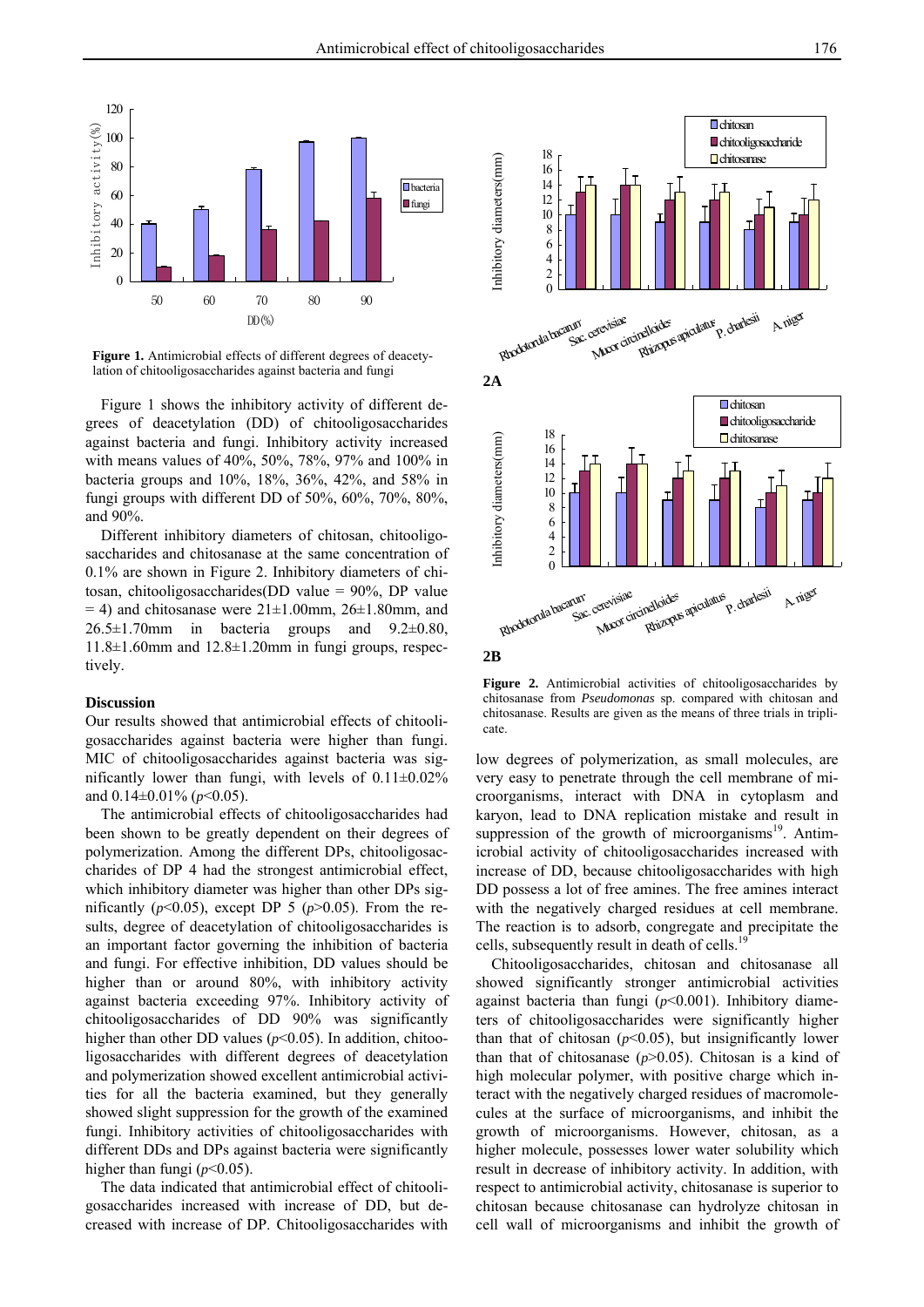**Figure 1.** Antimicrobial effects of different degrees of deacetylation of chitooligosaccharides against bacteria and fungi

Figure 1 shows the inhibitory activity of different degrees of deacetylation (DD) of chitooligosaccharides against bacteria and fungi. Inhibitory activity increased with means values of 40%, 50%, 78%, 97% and 100% in bacteria groups and 10%, 18%, 36%, 42%, and 58% in fungi groups with different DD of 50%, 60%, 70%, 80%, and 90%.

Different inhibitory diameters of chitosan, chitooligosaccharides and chitosanase at the same concentration of 0.1% are shown in Figure 2. Inhibitory diameters of chitosan, chitooligosaccharides(DD value = 90%, DP value = 4) and chitosanase were 21±1.00mm, 26±1.80mm, and 26.5±1.70mm in bacteria groups and 9.2±0.80, 11.8±1.60mm and 12.8±1.20mm in fungi groups, respectively.

**Figure 2.** Antimicrobial activities of chitooligosaccharides by chitosanase from *Pseudomonas* sp. compared with chitosan and chitosanase. Results are given as the means of three trials in triplicate.

## Discussion

Our results showed that antimicrobial effects of chitooligosaccharides against bacteria were higher than fungi. MIC of chitooligosaccharides against bacteria was significantly lower than fungi, with levels of 0.11±0.02% and 0.14±0.01% ($p$<0.05).

The antimicrobial effects of chitooligosaccharides had been shown to be greatly dependent on their degrees of polymerization. Among the different DPs, chitooligosaccharides of DP 4 had the strongest antimicrobial effect, which inhibitory diameter was higher than other DPs significantly ($p$<0.05), except DP 5 ($p$>0.05). From the results, degree of deacetylation of chitooligosaccharides is an important factor governing the inhibition of bacteria and fungi. For effective inhibition, DD values should be higher than or around 80%, with inhibitory activity against bacteria exceeding 97%. Inhibitory activity of chitooligosaccharides of DD 90% was significantly higher than other DD values ($p$<0.05). In addition, chitooligosaccharides with different degrees of deacetylation and polymerization showed excellent antimicrobial activities for all the bacteria examined, but they generally showed slight suppression for the growth of the examined fungi. Inhibitory activities of chitooligosaccharides with different DDs and DPs against bacteria were significantly higher than fungi ($p$<0.05).

The data indicated that antimicrobial effect of chitooligosaccharides increased with increase of DD, but decreased with increase of DP. Chitooligosaccharides with low degrees of polymerization, as small molecules, are very easy to penetrate through the cell membrane of microorganisms, interact with DNA in cytoplasm and karyon, lead to DNA replication mistake and result in suppression of the growth of microorganisms[19]. Antimicrobial activity of chitooligosaccharides increased with increase of DD, because chitooligosaccharides with high DD possess a lot of free amines. The free amines interact with the negatively charged residues at cell membrane. The reaction is to adsorb, congregate and precipitate the cells, subsequently result in death of cells.[19]

Chitooligosaccharides, chitosan and chitosanase all showed significantly stronger antimicrobial activities against bacteria than fungi ($p$<0.001). Inhibitory diameters of chitooligosaccharides were significantly higher than that of chitosan ($p$<0.05), but insignificantly lower than that of chitosanase ($p$>0.05). Chitosan is a kind of high molecular polymer, with positive charge which interact with the negatively charged residues of macromolecules at the surface of microorganisms, and inhibit the growth of microorganisms. However, chitosan, as a higher molecule, possesses lower water solubility which result in decrease of inhibitory activity. In addition, with respect to antimicrobial activity, chitosanase is superior to chitosan because chitosanase can hydrolyze chitosan in cell wall of microorganisms and inhibit the growth of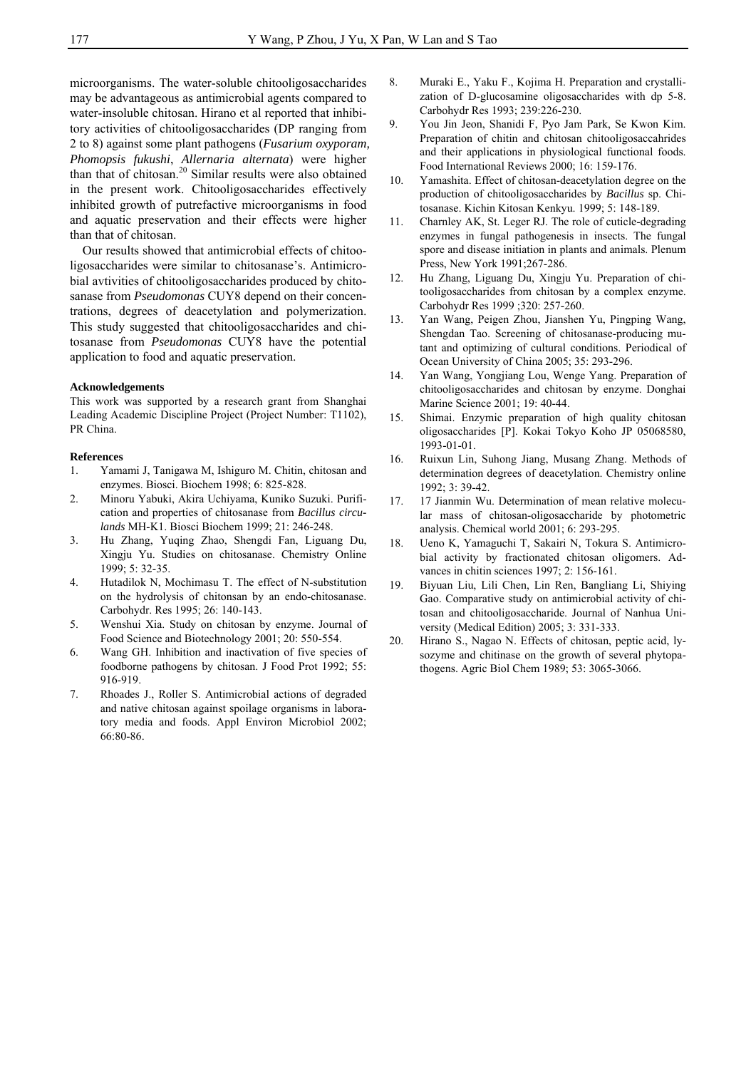microorganisms. The water-soluble chitooligosaccharides may be advantageous as antimicrobial agents compared to water-insoluble chitosan. Hirano et al reported that inhibitory activities of chitooligosaccharides (DP ranging from 2 to 8) against some plant pathogens (*Fusarium oxyporam, Phomopsis fukushi*, *Allernaria alternata*) were higher than that of chitosan.[20] Similar results were also obtained in the present work. Chitooligosaccharides effectively inhibited growth of putrefactive microorganisms in food and aquatic preservation and their effects were higher than that of chitosan.

Our results showed that antimicrobial effects of chitooligosaccharides were similar to chitosanase's. Antimicrobial avtivities of chitooligosaccharides produced by chitosanase from *Pseudomonas* CUY8 depend on their concentrations, degrees of deacetylation and polymerization. This study suggested that chitooligosaccharides and chitosanase from *Pseudomonas* CUY8 have the potential application to food and aquatic preservation.

#### Acknowledgements

This work was supported by a research grant from Shanghai Leading Academic Discipline Project (Project Number: T1102), PR China.

#### References

1. Yamami J, Tanigawa M, Ishiguro M. Chitin, chitosan and enzymes. Biosci. Biochem 1998; 6: 825-828.
2. Minoru Yabuki, Akira Uchiyama, Kuniko Suzuki. Purification and properties of chitosanase from *Bacillus circulands* MH-K1. Biosci Biochem 1999; 21: 246-248.
3. Hu Zhang, Yuqing Zhao, Shengdi Fan, Liguang Du, Xingju Yu. Studies on chitosanase. Chemistry Online 1999; 5: 32-35.
4. Hutadilok N, Mochimasu T. The effect of N-substitution on the hydrolysis of chitonsan by an endo-chitosanase. Carbohydr. Res 1995; 26: 140-143.
5. Wenshui Xia. Study on chitosan by enzyme. Journal of Food Science and Biotechnology 2001; 20: 550-554.
6. Wang GH. Inhibition and inactivation of five species of foodborne pathogens by chitosan. J Food Prot 1992; 55: 916-919.
7. Rhoades J., Roller S. Antimicrobial actions of degraded and native chitosan against spoilage organisms in laboratory media and foods. Appl Environ Microbiol 2002; 66:80-86.
8. Muraki E., Yaku F., Kojima H. Preparation and crystallization of D-glucosamine oligosaccharides with dp 5-8. Carbohydr Res 1993; 239:226-230.
9. You Jin Jeon, Shanidi F, Pyo Jam Park, Se Kwon Kim. Preparation of chitin and chitosan chitooligosaccahrides and their applications in physiological functional foods. Food International Reviews 2000; 16: 159-176.
10. Yamashita. Effect of chitosan-deacetylation degree on the production of chitooligosaccharides by *Bacillus* sp. Chitosanase. Kichin Kitosan Kenkyu. 1999; 5: 148-189.
11. Charnley AK, St. Leger RJ. The role of cuticle-degrading enzymes in fungal pathogenesis in insects. The fungal spore and disease initiation in plants and animals. Plenum Press, New York 1991;267-286.
12. Hu Zhang, Liguang Du, Xingju Yu. Preparation of chitooligosaccharides from chitosan by a complex enzyme. Carbohydr Res 1999 ;320: 257-260.
13. Yan Wang, Peigen Zhou, Jianshen Yu, Pingping Wang, Shengdan Tao. Screening of chitosanase-producing mutant and optimizing of cultural conditions. Periodical of Ocean University of China 2005; 35: 293-296.
14. Yan Wang, Yongjiang Lou, Wenge Yang. Preparation of chitooligosaccharides and chitosan by enzyme. Donghai Marine Science 2001; 19: 40-44.
15. Shimai. Enzymic preparation of high quality chitosan oligosaccharides [P]. Kokai Tokyo Koho JP 05068580, 1993-01-01.
16. Ruixun Lin, Suhong Jiang, Musang Zhang. Methods of determination degrees of deacetylation. Chemistry online 1992; 3: 39-42.
17. 17 Jianmin Wu. Determination of mean relative molecular mass of chitosan-oligosaccharide by photometric analysis. Chemical world 2001; 6: 293-295.
18. Ueno K, Yamaguchi T, Sakairi N, Tokura S. Antimicrobial activity by fractionated chitosan oligomers. Advances in chitin sciences 1997; 2: 156-161.
19. Biyuan Liu, Lili Chen, Lin Ren, Bangliang Li, Shiying Gao. Comparative study on antimicrobial activity of chitosan and chitooligosaccharide. Journal of Nanhua University (Medical Edition) 2005; 3: 331-333.
20. Hirano S., Nagao N. Effects of chitosan, peptic acid, lysozyme and chitinase on the growth of several phytopathogens. Agric Biol Chem 1989; 53: 3065-3066.